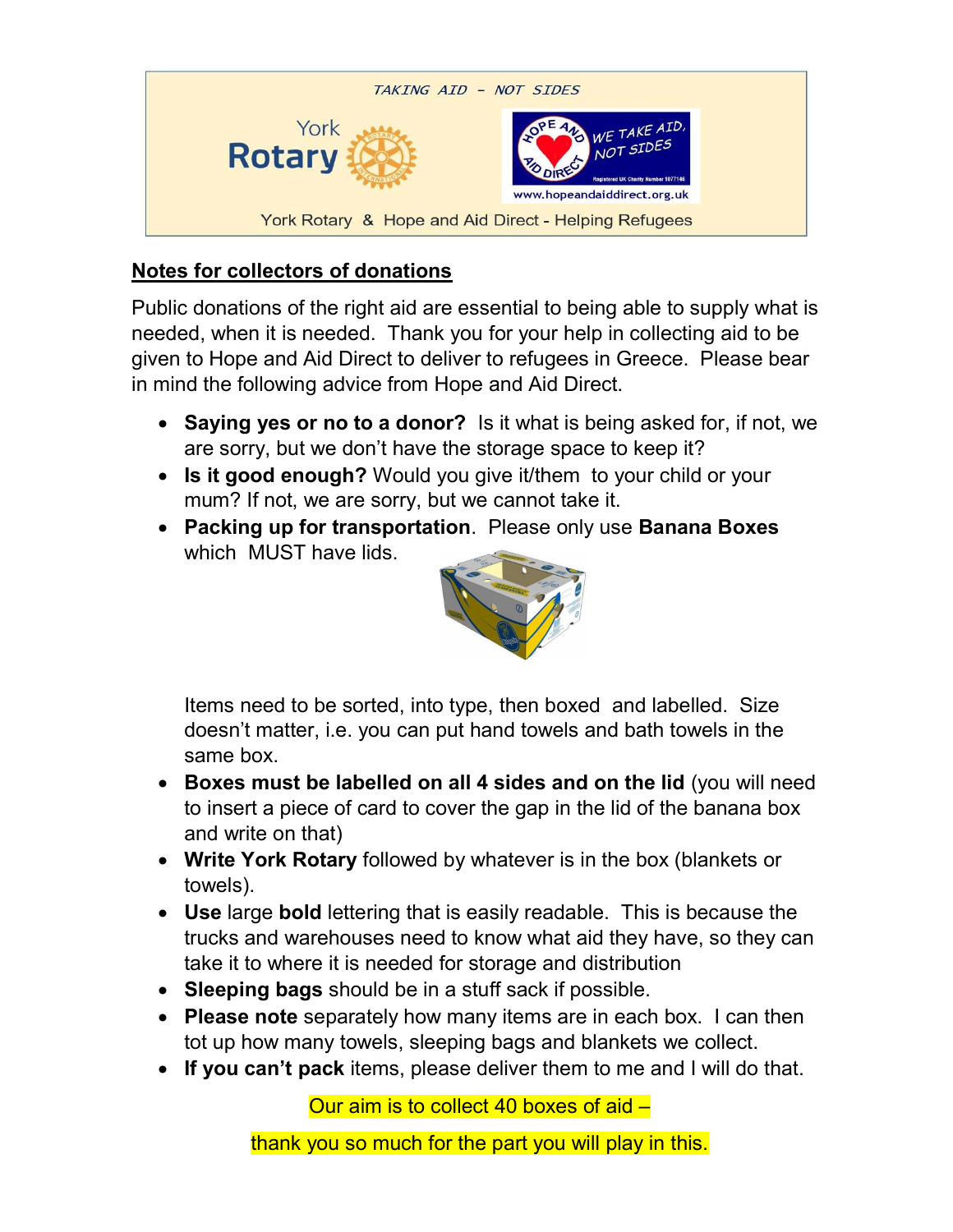TAKING AID – NOT SIDES

York Rotary

WE TAKE AID, NOT SIDES

www.hopeandaiddirect.org.uk

York Rotary & Hope and Aid Direct - Helping Refugees

## Notes for collectors of donations

Public donations of the right aid are essential to being able to supply what is needed, when it is needed. Thank you for your help in collecting aid to be given to Hope and Aid Direct to deliver to refugees in Greece. Please bear in mind the following advice from Hope and Aid Direct.

- **Saying yes or no to a donor?** Is it what is being asked for, if not, we are sorry, but we don't have the storage space to keep it?
- **Is it good enough?** Would you give it/them to your child or your mum? If not, we are sorry, but we cannot take it.
- **Packing up for transportation**. Please only use **Banana Boxes** which MUST have lids.

  Items need to be sorted, into type, then boxed and labelled. Size doesn't matter, i.e. you can put hand towels and bath towels in the same box.
- **Boxes must be labelled on all 4 sides and on the lid** (you will need to insert a piece of card to cover the gap in the lid of the banana box and write on that)
- **Write York Rotary** followed by whatever is in the box (blankets or towels).
- **Use** large **bold** lettering that is easily readable. This is because the trucks and warehouses need to know what aid they have, so they can take it to where it is needed for storage and distribution
- **Sleeping bags** should be in a stuff sack if possible.
- **Please note** separately how many items are in each box. I can then tot up how many towels, sleeping bags and blankets we collect.
- **If you can't pack** items, please deliver them to me and I will do that.

Our aim is to collect 40 boxes of aid –

thank you so much for the part you will play in this.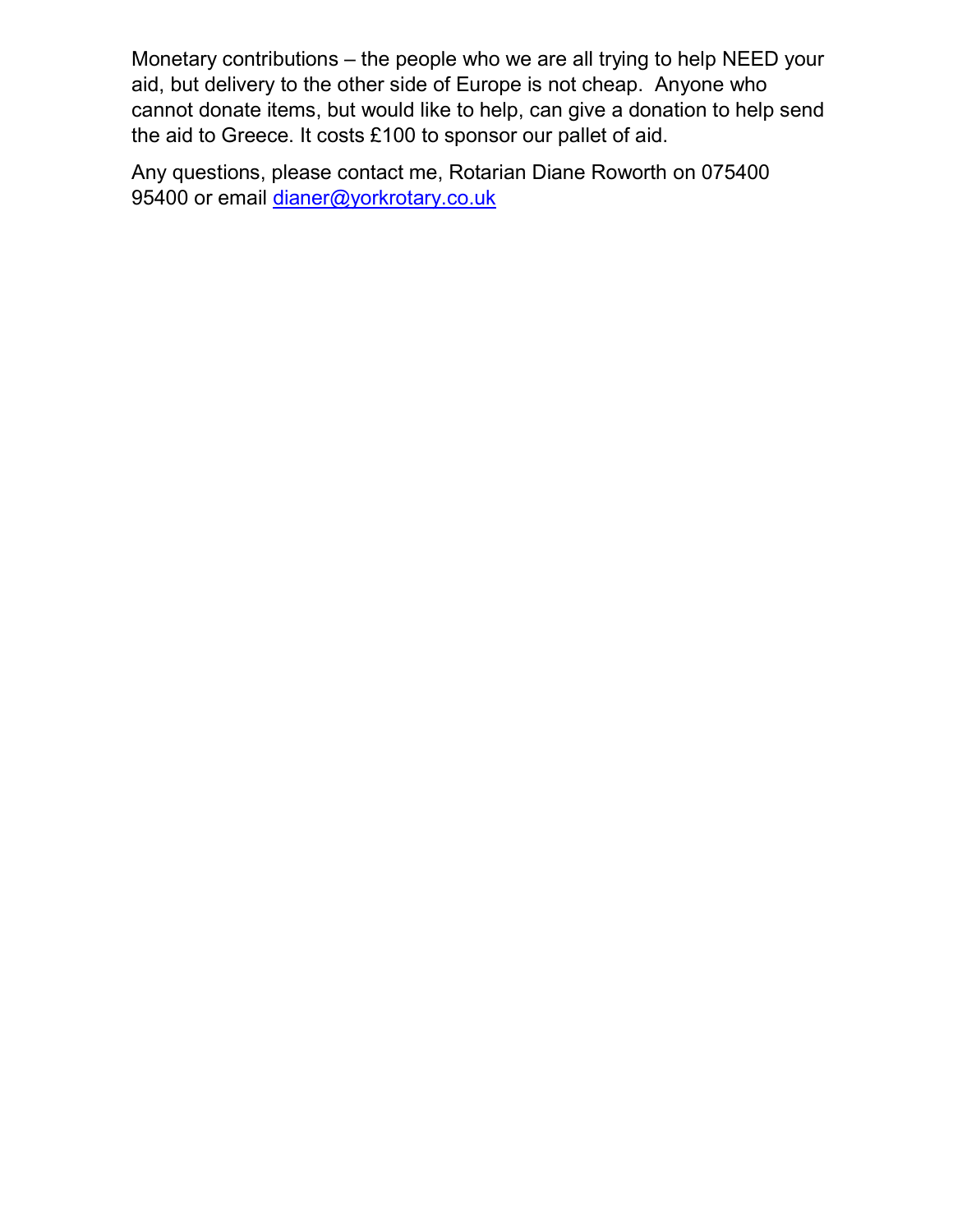Monetary contributions – the people who we are all trying to help NEED your aid, but delivery to the other side of Europe is not cheap. Anyone who cannot donate items, but would like to help, can give a donation to help send the aid to Greece. It costs £100 to sponsor our pallet of aid.

Any questions, please contact me, Rotarian Diane Roworth on 075400 95400 or email [dianer@yorkrotary.co.uk](mailto:dianer@yorkrotary.co.uk)